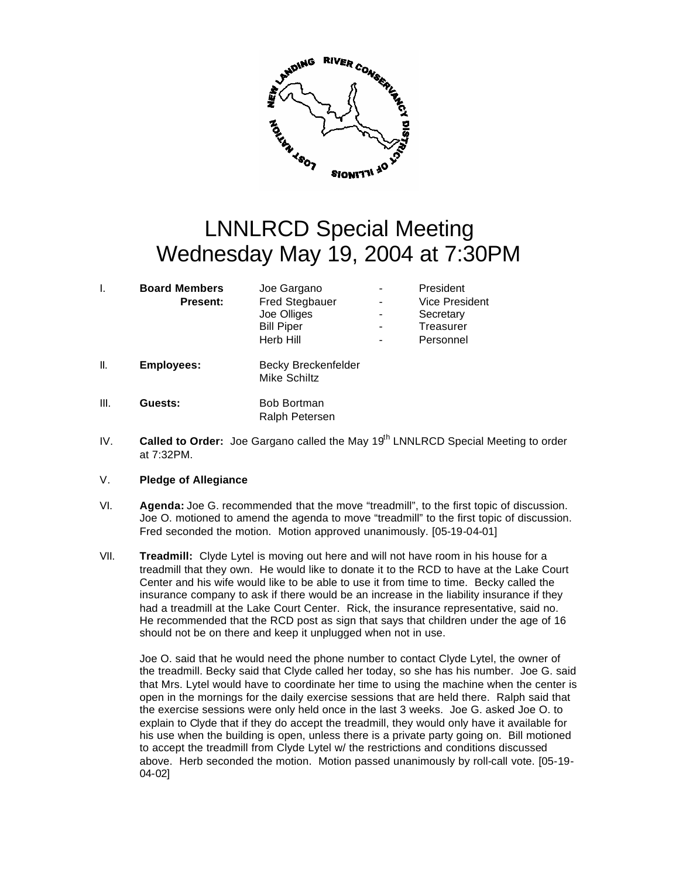# LNNLRCD Special Meeting
# Wednesday May 19, 2004 at 7:30PM

I. **Board Members Present:**

| | | |
|---|---|---|
| Joe Gargano | - | President |
| Fred Stegbauer | - | Vice President |
| Joe Olliges | - | Secretary |
| Bill Piper | - | Treasurer |
| Herb Hill | - | Personnel |

II. **Employees:** Becky Breckenfelder, Mike Schiltz

III. **Guests:** Bob Bortman, Ralph Petersen

IV. **Called to Order:** Joe Gargano called the May 19th LNNLRCD Special Meeting to order at 7:32PM.

V. **Pledge of Allegiance**

VI. **Agenda:** Joe G. recommended that the move "treadmill", to the first topic of discussion. Joe O. motioned to amend the agenda to move "treadmill" to the first topic of discussion. Fred seconded the motion. Motion approved unanimously. [05-19-04-01]

VII. **Treadmill:** Clyde Lytel is moving out here and will not have room in his house for a treadmill that they own. He would like to donate it to the RCD to have at the Lake Court Center and his wife would like to be able to use it from time to time. Becky called the insurance company to ask if there would be an increase in the liability insurance if they had a treadmill at the Lake Court Center. Rick, the insurance representative, said no. He recommended that the RCD post as sign that says that children under the age of 16 should not be on there and keep it unplugged when not in use.

Joe O. said that he would need the phone number to contact Clyde Lytel, the owner of the treadmill. Becky said that Clyde called her today, so she has his number. Joe G. said that Mrs. Lytel would have to coordinate her time to using the machine when the center is open in the mornings for the daily exercise sessions that are held there. Ralph said that the exercise sessions were only held once in the last 3 weeks. Joe G. asked Joe O. to explain to Clyde that if they do accept the treadmill, they would only have it available for his use when the building is open, unless there is a private party going on. Bill motioned to accept the treadmill from Clyde Lytel w/ the restrictions and conditions discussed above. Herb seconded the motion. Motion passed unanimously by roll-call vote. [05-19-04-02]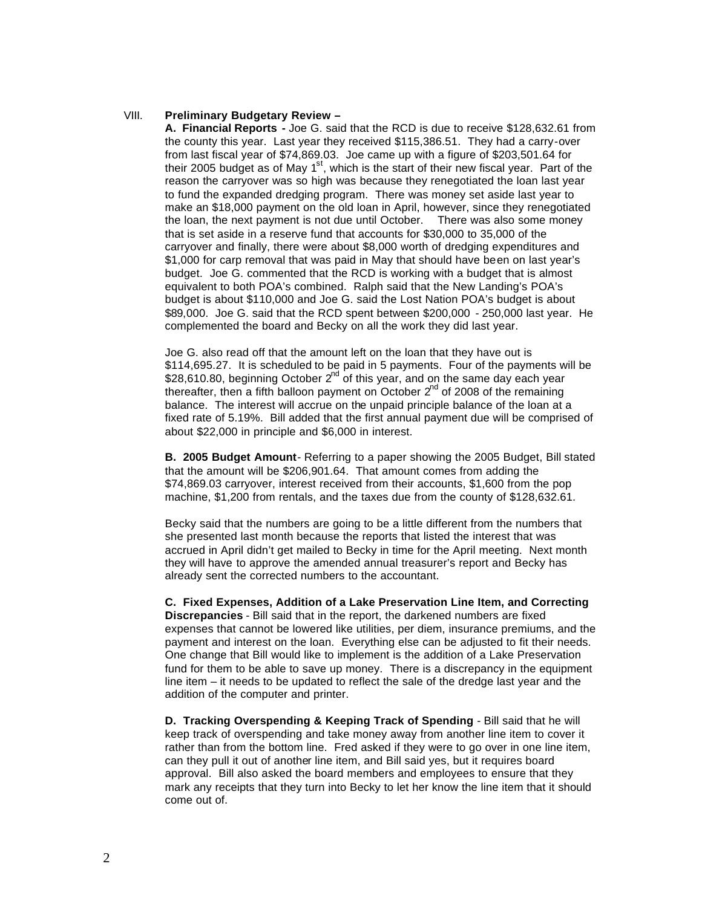VIII. **Preliminary Budgetary Review –**

**A. Financial Reports -** Joe G. said that the RCD is due to receive $128,632.61 from the county this year. Last year they received $115,386.51. They had a carry-over from last fiscal year of $74,869.03. Joe came up with a figure of $203,501.64 for their 2005 budget as of May 1st, which is the start of their new fiscal year. Part of the reason the carryover was so high was because they renegotiated the loan last year to fund the expanded dredging program. There was money set aside last year to make an $18,000 payment on the old loan in April, however, since they renegotiated the loan, the next payment is not due until October. There was also some money that is set aside in a reserve fund that accounts for $30,000 to 35,000 of the carryover and finally, there were about $8,000 worth of dredging expenditures and $1,000 for carp removal that was paid in May that should have been on last year's budget. Joe G. commented that the RCD is working with a budget that is almost equivalent to both POA's combined. Ralph said that the New Landing's POA's budget is about $110,000 and Joe G. said the Lost Nation POA's budget is about $89,000. Joe G. said that the RCD spent between $200,000 - 250,000 last year. He complemented the board and Becky on all the work they did last year.

Joe G. also read off that the amount left on the loan that they have out is $114,695.27. It is scheduled to be paid in 5 payments. Four of the payments will be $28,610.80, beginning October 2nd of this year, and on the same day each year thereafter, then a fifth balloon payment on October 2nd of 2008 of the remaining balance. The interest will accrue on the unpaid principle balance of the loan at a fixed rate of 5.19%. Bill added that the first annual payment due will be comprised of about $22,000 in principle and $6,000 in interest.

**B. 2005 Budget Amount**- Referring to a paper showing the 2005 Budget, Bill stated that the amount will be $206,901.64. That amount comes from adding the $74,869.03 carryover, interest received from their accounts, $1,600 from the pop machine, $1,200 from rentals, and the taxes due from the county of $128,632.61.

Becky said that the numbers are going to be a little different from the numbers that she presented last month because the reports that listed the interest that was accrued in April didn't get mailed to Becky in time for the April meeting. Next month they will have to approve the amended annual treasurer's report and Becky has already sent the corrected numbers to the accountant.

**C. Fixed Expenses, Addition of a Lake Preservation Line Item, and Correcting Discrepancies** - Bill said that in the report, the darkened numbers are fixed expenses that cannot be lowered like utilities, per diem, insurance premiums, and the payment and interest on the loan. Everything else can be adjusted to fit their needs. One change that Bill would like to implement is the addition of a Lake Preservation fund for them to be able to save up money. There is a discrepancy in the equipment line item – it needs to be updated to reflect the sale of the dredge last year and the addition of the computer and printer.

**D. Tracking Overspending & Keeping Track of Spending** - Bill said that he will keep track of overspending and take money away from another line item to cover it rather than from the bottom line. Fred asked if they were to go over in one line item, can they pull it out of another line item, and Bill said yes, but it requires board approval. Bill also asked the board members and employees to ensure that they mark any receipts that they turn into Becky to let her know the line item that it should come out of.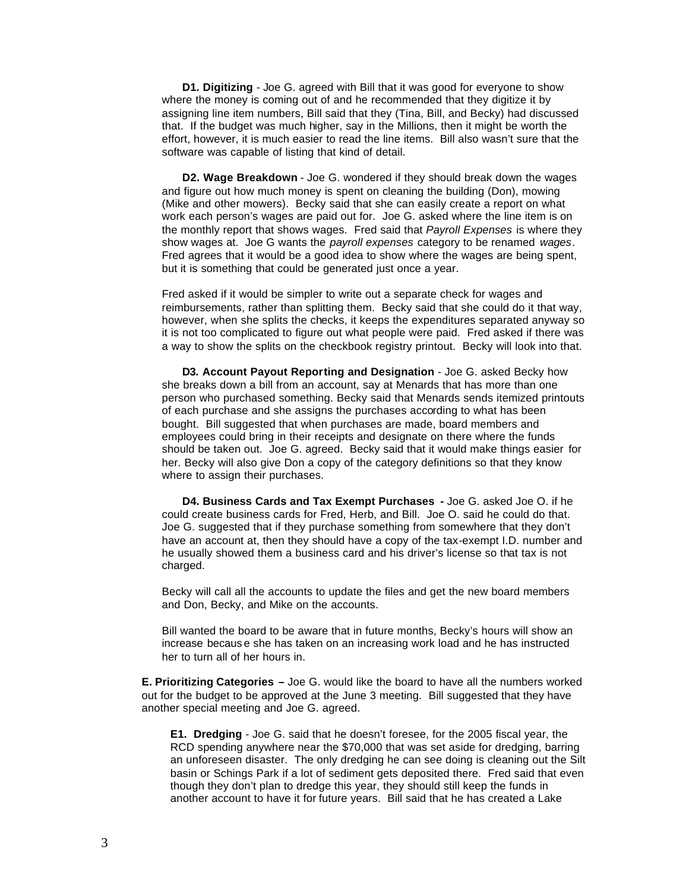**D1. Digitizing** - Joe G. agreed with Bill that it was good for everyone to show where the money is coming out of and he recommended that they digitize it by assigning line item numbers, Bill said that they (Tina, Bill, and Becky) had discussed that. If the budget was much higher, say in the Millions, then it might be worth the effort, however, it is much easier to read the line items. Bill also wasn't sure that the software was capable of listing that kind of detail.

**D2. Wage Breakdown** - Joe G. wondered if they should break down the wages and figure out how much money is spent on cleaning the building (Don), mowing (Mike and other mowers). Becky said that she can easily create a report on what work each person's wages are paid out for. Joe G. asked where the line item is on the monthly report that shows wages. Fred said that *Payroll Expenses* is where they show wages at. Joe G wants the *payroll expenses* category to be renamed *wages*. Fred agrees that it would be a good idea to show where the wages are being spent, but it is something that could be generated just once a year.

Fred asked if it would be simpler to write out a separate check for wages and reimbursements, rather than splitting them. Becky said that she could do it that way, however, when she splits the checks, it keeps the expenditures separated anyway so it is not too complicated to figure out what people were paid. Fred asked if there was a way to show the splits on the checkbook registry printout. Becky will look into that.

**D3. Account Payout Reporting and Designation** - Joe G. asked Becky how she breaks down a bill from an account, say at Menards that has more than one person who purchased something. Becky said that Menards sends itemized printouts of each purchase and she assigns the purchases according to what has been bought. Bill suggested that when purchases are made, board members and employees could bring in their receipts and designate on there where the funds should be taken out. Joe G. agreed. Becky said that it would make things easier for her. Becky will also give Don a copy of the category definitions so that they know where to assign their purchases.

**D4. Business Cards and Tax Exempt Purchases -** Joe G. asked Joe O. if he could create business cards for Fred, Herb, and Bill. Joe O. said he could do that. Joe G. suggested that if they purchase something from somewhere that they don't have an account at, then they should have a copy of the tax-exempt I.D. number and he usually showed them a business card and his driver's license so that tax is not charged.

Becky will call all the accounts to update the files and get the new board members and Don, Becky, and Mike on the accounts.

Bill wanted the board to be aware that in future months, Becky's hours will show an increase because she has taken on an increasing work load and he has instructed her to turn all of her hours in.

**E. Prioritizing Categories –** Joe G. would like the board to have all the numbers worked out for the budget to be approved at the June 3 meeting. Bill suggested that they have another special meeting and Joe G. agreed.

**E1. Dredging** - Joe G. said that he doesn't foresee, for the 2005 fiscal year, the RCD spending anywhere near the $70,000 that was set aside for dredging, barring an unforeseen disaster. The only dredging he can see doing is cleaning out the Silt basin or Schings Park if a lot of sediment gets deposited there. Fred said that even though they don't plan to dredge this year, they should still keep the funds in another account to have it for future years. Bill said that he has created a Lake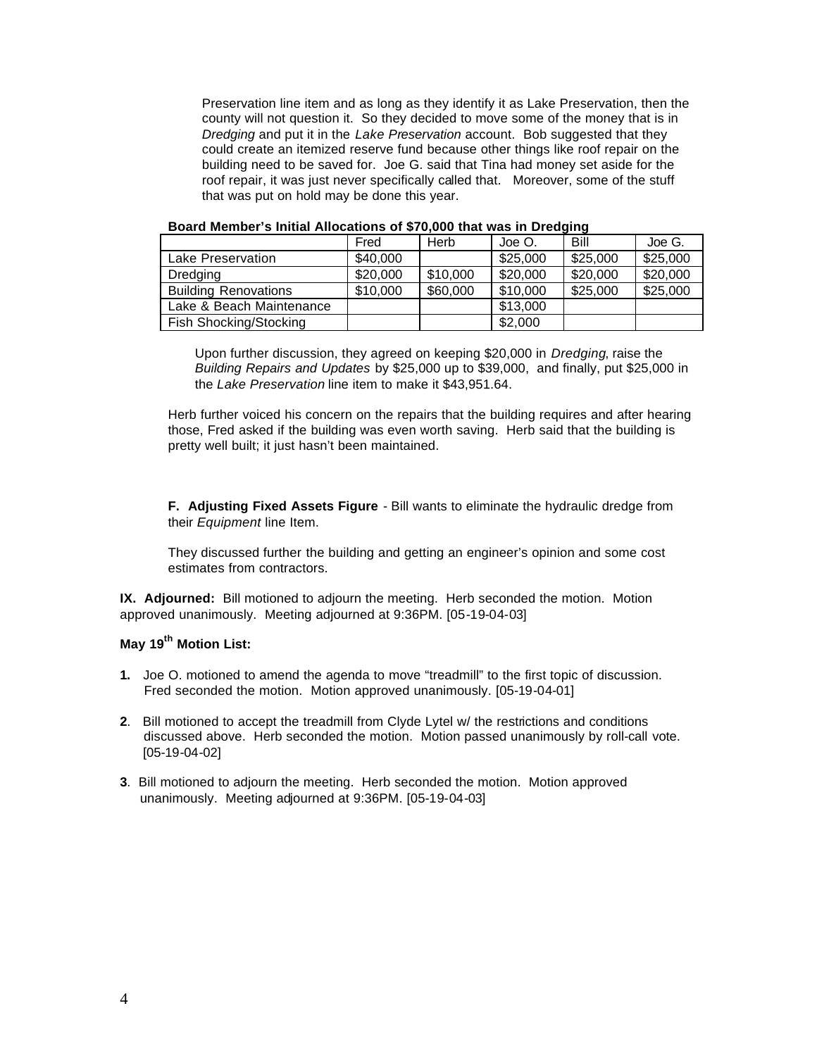Preservation line item and as long as they identify it as Lake Preservation, then the county will not question it. So they decided to move some of the money that is in *Dredging* and put it in the *Lake Preservation* account. Bob suggested that they could create an itemized reserve fund because other things like roof repair on the building need to be saved for. Joe G. said that Tina had money set aside for the roof repair, it was just never specifically called that. Moreover, some of the stuff that was put on hold may be done this year.

**Board Member's Initial Allocations of $70,000 that was in Dredging**

| | Fred | Herb | Joe O. | Bill | Joe G. |
|---|---|---|---|---|---|
| Lake Preservation | $40,000 | | $25,000 | $25,000 | $25,000 |
| Dredging | $20,000 | $10,000 | $20,000 | $20,000 | $20,000 |
| Building Renovations | $10,000 | $60,000 | $10,000 | $25,000 | $25,000 |
| Lake & Beach Maintenance | | | $13,000 | | |
| Fish Shocking/Stocking | | | $2,000 | | |

Upon further discussion, they agreed on keeping $20,000 in *Dredging*, raise the *Building Repairs and Updates* by $25,000 up to $39,000, and finally, put $25,000 in the *Lake Preservation* line item to make it $43,951.64.

Herb further voiced his concern on the repairs that the building requires and after hearing those, Fred asked if the building was even worth saving. Herb said that the building is pretty well built; it just hasn't been maintained.

**F. Adjusting Fixed Assets Figure** - Bill wants to eliminate the hydraulic dredge from their *Equipment* line Item.

They discussed further the building and getting an engineer's opinion and some cost estimates from contractors.

**IX. Adjourned:** Bill motioned to adjourn the meeting. Herb seconded the motion. Motion approved unanimously. Meeting adjourned at 9:36PM. [05-19-04-03]

**May 19th Motion List:**

**1.** Joe O. motioned to amend the agenda to move "treadmill" to the first topic of discussion. Fred seconded the motion. Motion approved unanimously. [05-19-04-01]

**2**. Bill motioned to accept the treadmill from Clyde Lytel w/ the restrictions and conditions discussed above. Herb seconded the motion. Motion passed unanimously by roll-call vote. [05-19-04-02]

**3**. Bill motioned to adjourn the meeting. Herb seconded the motion. Motion approved unanimously. Meeting adjourned at 9:36PM. [05-19-04-03]